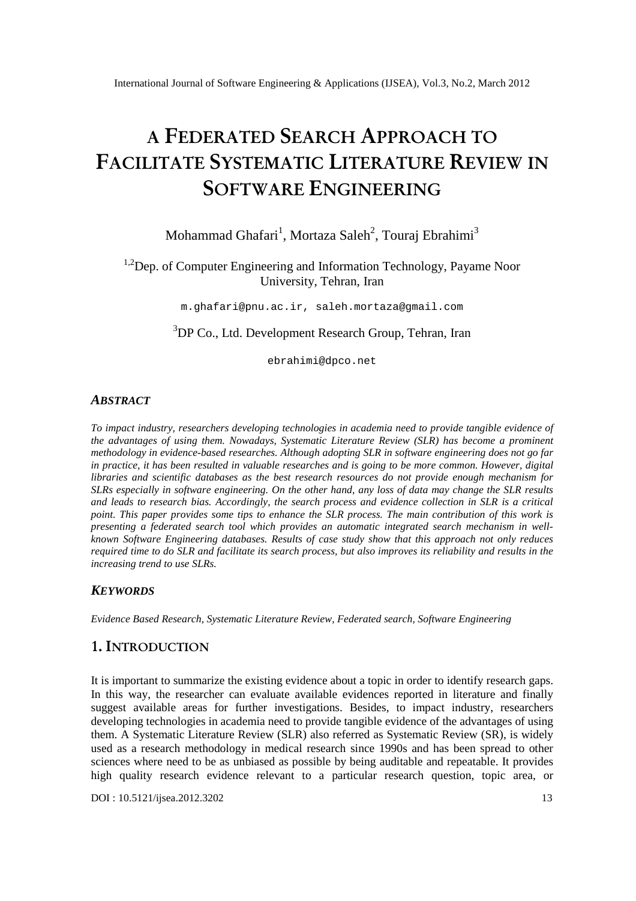# A FEDERATED SEARCH APPROACH TO FACILITATE SYSTEMATIC LITERATURE REVIEW IN SOFTWARE ENGINEERING

Mohammad Ghafari[1], Mortaza Saleh[2], Touraj Ebrahimi[3]

[1,2]Dep. of Computer Engineering and Information Technology, Payame Noor University, Tehran, Iran

m.ghafari@pnu.ac.ir, saleh.mortaza@gmail.com

[3]DP Co., Ltd. Development Research Group, Tehran, Iran

ebrahimi@dpco.net

## *ABSTRACT*

*To impact industry, researchers developing technologies in academia need to provide tangible evidence of the advantages of using them. Nowadays, Systematic Literature Review (SLR) has become a prominent methodology in evidence-based researches. Although adopting SLR in software engineering does not go far in practice, it has been resulted in valuable researches and is going to be more common. However, digital libraries and scientific databases as the best research resources do not provide enough mechanism for SLRs especially in software engineering. On the other hand, any loss of data may change the SLR results and leads to research bias. Accordingly, the search process and evidence collection in SLR is a critical point. This paper provides some tips to enhance the SLR process. The main contribution of this work is presenting a federated search tool which provides an automatic integrated search mechanism in well-known Software Engineering databases. Results of case study show that this approach not only reduces required time to do SLR and facilitate its search process, but also improves its reliability and results in the increasing trend to use SLRs.*

## *KEYWORDS*

*Evidence Based Research, Systematic Literature Review, Federated search, Software Engineering*

## 1. INTRODUCTION

It is important to summarize the existing evidence about a topic in order to identify research gaps. In this way, the researcher can evaluate available evidences reported in literature and finally suggest available areas for further investigations. Besides, to impact industry, researchers developing technologies in academia need to provide tangible evidence of the advantages of using them. A Systematic Literature Review (SLR) also referred as Systematic Review (SR), is widely used as a research methodology in medical research since 1990s and has been spread to other sciences where need to be as unbiased as possible by being auditable and repeatable. It provides high quality research evidence relevant to a particular research question, topic area, or

DOI : 10.5121/ijsea.2012.3202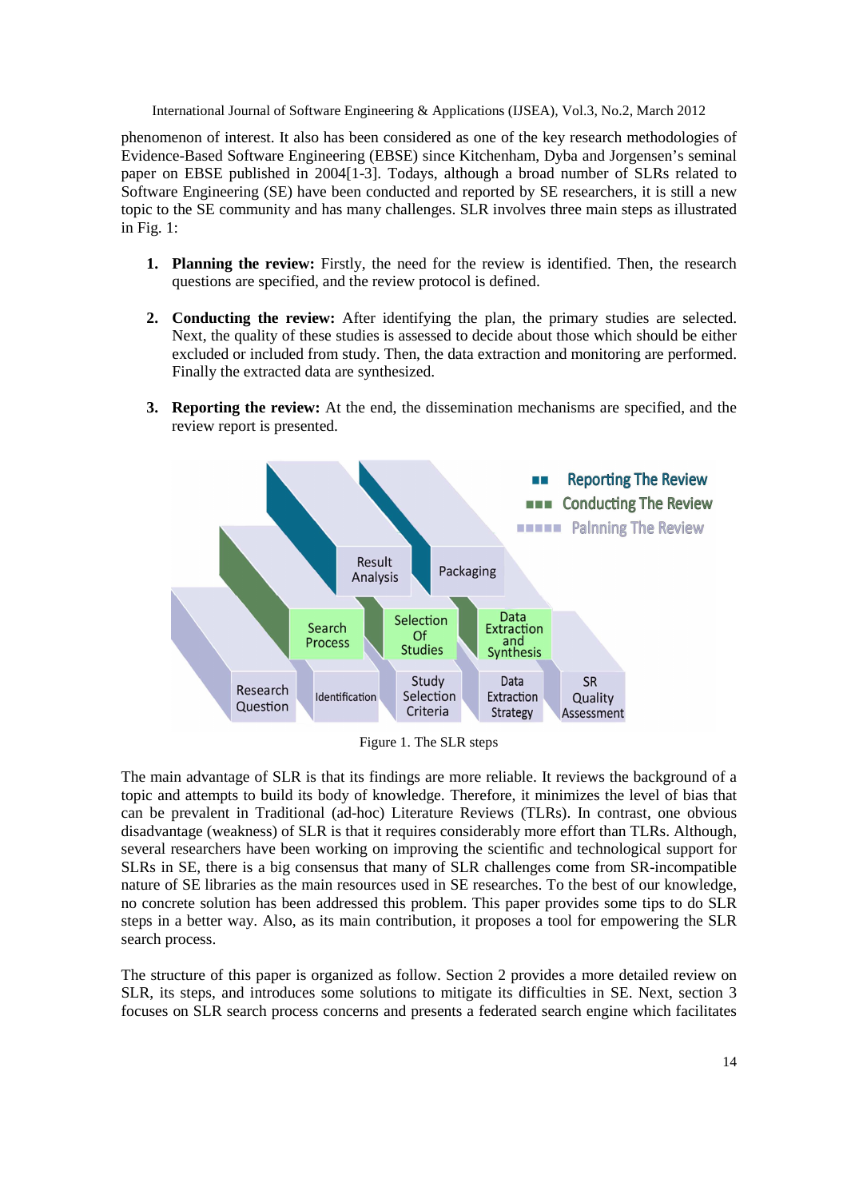phenomenon of interest. It also has been considered as one of the key research methodologies of Evidence-Based Software Engineering (EBSE) since Kitchenham, Dyba and Jorgensen's seminal paper on EBSE published in 2004[1-3]. Todays, although a broad number of SLRs related to Software Engineering (SE) have been conducted and reported by SE researchers, it is still a new topic to the SE community and has many challenges. SLR involves three main steps as illustrated in Fig. 1:

1. **Planning the review:** Firstly, the need for the review is identified. Then, the research questions are specified, and the review protocol is defined.

2. **Conducting the review:** After identifying the plan, the primary studies are selected. Next, the quality of these studies is assessed to decide about those which should be either excluded or included from study. Then, the data extraction and monitoring are performed. Finally the extracted data are synthesized.

3. **Reporting the review:** At the end, the dissemination mechanisms are specified, and the review report is presented.

Figure 1. The SLR steps

The main advantage of SLR is that its findings are more reliable. It reviews the background of a topic and attempts to build its body of knowledge. Therefore, it minimizes the level of bias that can be prevalent in Traditional (ad-hoc) Literature Reviews (TLRs). In contrast, one obvious disadvantage (weakness) of SLR is that it requires considerably more effort than TLRs. Although, several researchers have been working on improving the scientific and technological support for SLRs in SE, there is a big consensus that many of SLR challenges come from SR-incompatible nature of SE libraries as the main resources used in SE researches. To the best of our knowledge, no concrete solution has been addressed this problem. This paper provides some tips to do SLR steps in a better way. Also, as its main contribution, it proposes a tool for empowering the SLR search process.

The structure of this paper is organized as follow. Section 2 provides a more detailed review on SLR, its steps, and introduces some solutions to mitigate its difficulties in SE. Next, section 3 focuses on SLR search process concerns and presents a federated search engine which facilitates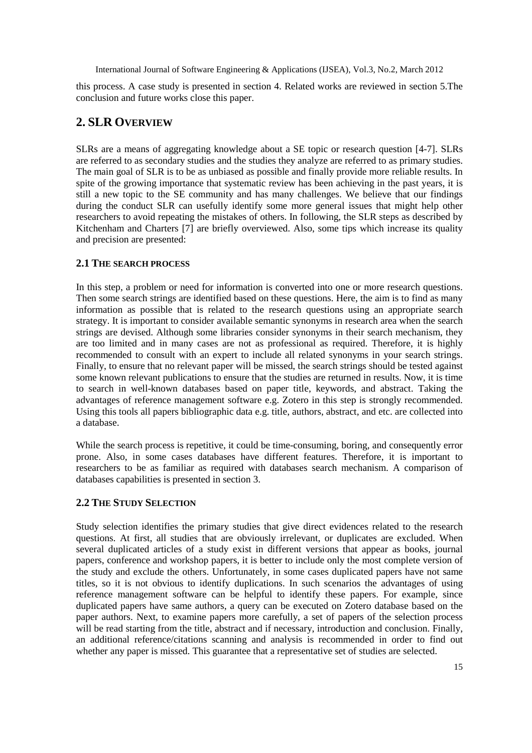this process. A case study is presented in section 4. Related works are reviewed in section 5.The conclusion and future works close this paper.

## 2. SLR OVERVIEW

SLRs are a means of aggregating knowledge about a SE topic or research question [4-7]. SLRs are referred to as secondary studies and the studies they analyze are referred to as primary studies. The main goal of SLR is to be as unbiased as possible and finally provide more reliable results. In spite of the growing importance that systematic review has been achieving in the past years, it is still a new topic to the SE community and has many challenges. We believe that our findings during the conduct SLR can usefully identify some more general issues that might help other researchers to avoid repeating the mistakes of others. In following, the SLR steps as described by Kitchenham and Charters [7] are briefly overviewed. Also, some tips which increase its quality and precision are presented:

### 2.1 THE SEARCH PROCESS

In this step, a problem or need for information is converted into one or more research questions. Then some search strings are identified based on these questions. Here, the aim is to find as many information as possible that is related to the research questions using an appropriate search strategy. It is important to consider available semantic synonyms in research area when the search strings are devised. Although some libraries consider synonyms in their search mechanism, they are too limited and in many cases are not as professional as required. Therefore, it is highly recommended to consult with an expert to include all related synonyms in your search strings. Finally, to ensure that no relevant paper will be missed, the search strings should be tested against some known relevant publications to ensure that the studies are returned in results. Now, it is time to search in well-known databases based on paper title, keywords, and abstract. Taking the advantages of reference management software e.g. Zotero in this step is strongly recommended. Using this tools all papers bibliographic data e.g. title, authors, abstract, and etc. are collected into a database.

While the search process is repetitive, it could be time-consuming, boring, and consequently error prone. Also, in some cases databases have different features. Therefore, it is important to researchers to be as familiar as required with databases search mechanism. A comparison of databases capabilities is presented in section 3.

### 2.2 THE STUDY SELECTION

Study selection identifies the primary studies that give direct evidences related to the research questions. At first, all studies that are obviously irrelevant, or duplicates are excluded. When several duplicated articles of a study exist in different versions that appear as books, journal papers, conference and workshop papers, it is better to include only the most complete version of the study and exclude the others. Unfortunately, in some cases duplicated papers have not same titles, so it is not obvious to identify duplications. In such scenarios the advantages of using reference management software can be helpful to identify these papers. For example, since duplicated papers have same authors, a query can be executed on Zotero database based on the paper authors. Next, to examine papers more carefully, a set of papers of the selection process will be read starting from the title, abstract and if necessary, introduction and conclusion. Finally, an additional reference/citations scanning and analysis is recommended in order to find out whether any paper is missed. This guarantee that a representative set of studies are selected.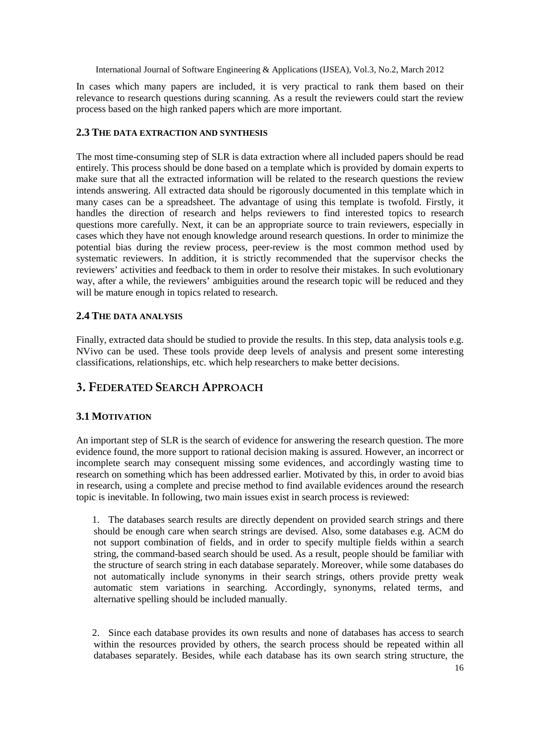In cases which many papers are included, it is very practical to rank them based on their relevance to research questions during scanning. As a result the reviewers could start the review process based on the high ranked papers which are more important.

### 2.3 The data extraction and synthesis

The most time-consuming step of SLR is data extraction where all included papers should be read entirely. This process should be done based on a template which is provided by domain experts to make sure that all the extracted information will be related to the research questions the review intends answering. All extracted data should be rigorously documented in this template which in many cases can be a spreadsheet. The advantage of using this template is twofold. Firstly, it handles the direction of research and helps reviewers to find interested topics to research questions more carefully. Next, it can be an appropriate source to train reviewers, especially in cases which they have not enough knowledge around research questions. In order to minimize the potential bias during the review process, peer-review is the most common method used by systematic reviewers. In addition, it is strictly recommended that the supervisor checks the reviewers' activities and feedback to them in order to resolve their mistakes. In such evolutionary way, after a while, the reviewers' ambiguities around the research topic will be reduced and they will be mature enough in topics related to research.

### 2.4 The data analysis

Finally, extracted data should be studied to provide the results. In this step, data analysis tools e.g. NVivo can be used. These tools provide deep levels of analysis and present some interesting classifications, relationships, etc. which help researchers to make better decisions.

## 3. Federated Search Approach

### 3.1 Motivation

An important step of SLR is the search of evidence for answering the research question. The more evidence found, the more support to rational decision making is assured. However, an incorrect or incomplete search may consequent missing some evidences, and accordingly wasting time to research on something which has been addressed earlier. Motivated by this, in order to avoid bias in research, using a complete and precise method to find available evidences around the research topic is inevitable. In following, two main issues exist in search process is reviewed:

1. The databases search results are directly dependent on provided search strings and there should be enough care when search strings are devised. Also, some databases e.g. ACM do not support combination of fields, and in order to specify multiple fields within a search string, the command-based search should be used. As a result, people should be familiar with the structure of search string in each database separately. Moreover, while some databases do not automatically include synonyms in their search strings, others provide pretty weak automatic stem variations in searching. Accordingly, synonyms, related terms, and alternative spelling should be included manually.

2. Since each database provides its own results and none of databases has access to search within the resources provided by others, the search process should be repeated within all databases separately. Besides, while each database has its own search string structure, the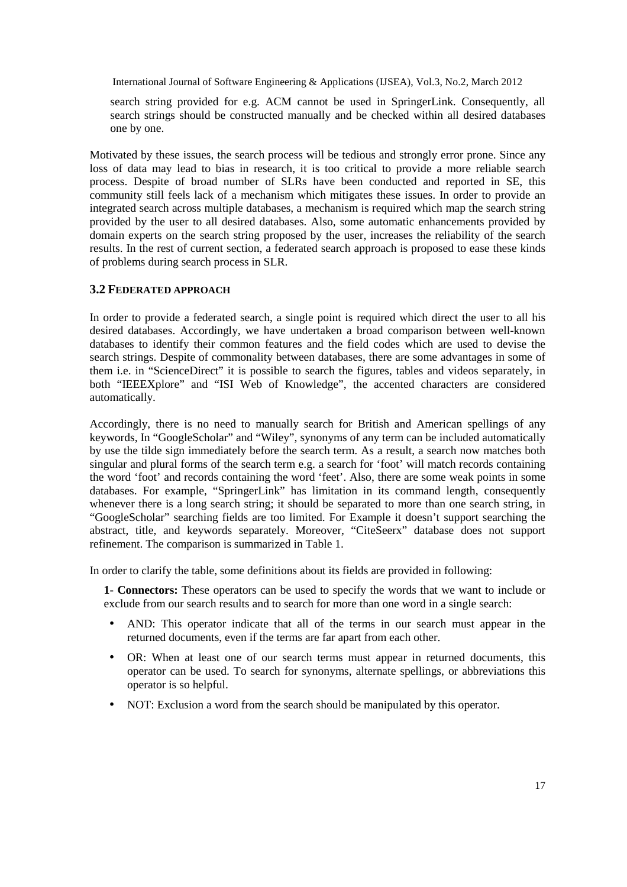search string provided for e.g. ACM cannot be used in SpringerLink. Consequently, all search strings should be constructed manually and be checked within all desired databases one by one.

Motivated by these issues, the search process will be tedious and strongly error prone. Since any loss of data may lead to bias in research, it is too critical to provide a more reliable search process. Despite of broad number of SLRs have been conducted and reported in SE, this community still feels lack of a mechanism which mitigates these issues. In order to provide an integrated search across multiple databases, a mechanism is required which map the search string provided by the user to all desired databases. Also, some automatic enhancements provided by domain experts on the search string proposed by the user, increases the reliability of the search results. In the rest of current section, a federated search approach is proposed to ease these kinds of problems during search process in SLR.

### 3.2 FEDERATED APPROACH

In order to provide a federated search, a single point is required which direct the user to all his desired databases. Accordingly, we have undertaken a broad comparison between well-known databases to identify their common features and the field codes which are used to devise the search strings. Despite of commonality between databases, there are some advantages in some of them i.e. in "ScienceDirect" it is possible to search the figures, tables and videos separately, in both "IEEEXplore" and "ISI Web of Knowledge", the accented characters are considered automatically.

Accordingly, there is no need to manually search for British and American spellings of any keywords, In "GoogleScholar" and "Wiley", synonyms of any term can be included automatically by use the tilde sign immediately before the search term. As a result, a search now matches both singular and plural forms of the search term e.g. a search for 'foot' will match records containing the word 'foot' and records containing the word 'feet'. Also, there are some weak points in some databases. For example, "SpringerLink" has limitation in its command length, consequently whenever there is a long search string; it should be separated to more than one search string, in "GoogleScholar" searching fields are too limited. For Example it doesn't support searching the abstract, title, and keywords separately. Moreover, "CiteSeerx" database does not support refinement. The comparison is summarized in Table 1.

In order to clarify the table, some definitions about its fields are provided in following:

**1- Connectors:** These operators can be used to specify the words that we want to include or exclude from our search results and to search for more than one word in a single search:

- AND: This operator indicate that all of the terms in our search must appear in the returned documents, even if the terms are far apart from each other.
- OR: When at least one of our search terms must appear in returned documents, this operator can be used. To search for synonyms, alternate spellings, or abbreviations this operator is so helpful.
- NOT: Exclusion a word from the search should be manipulated by this operator.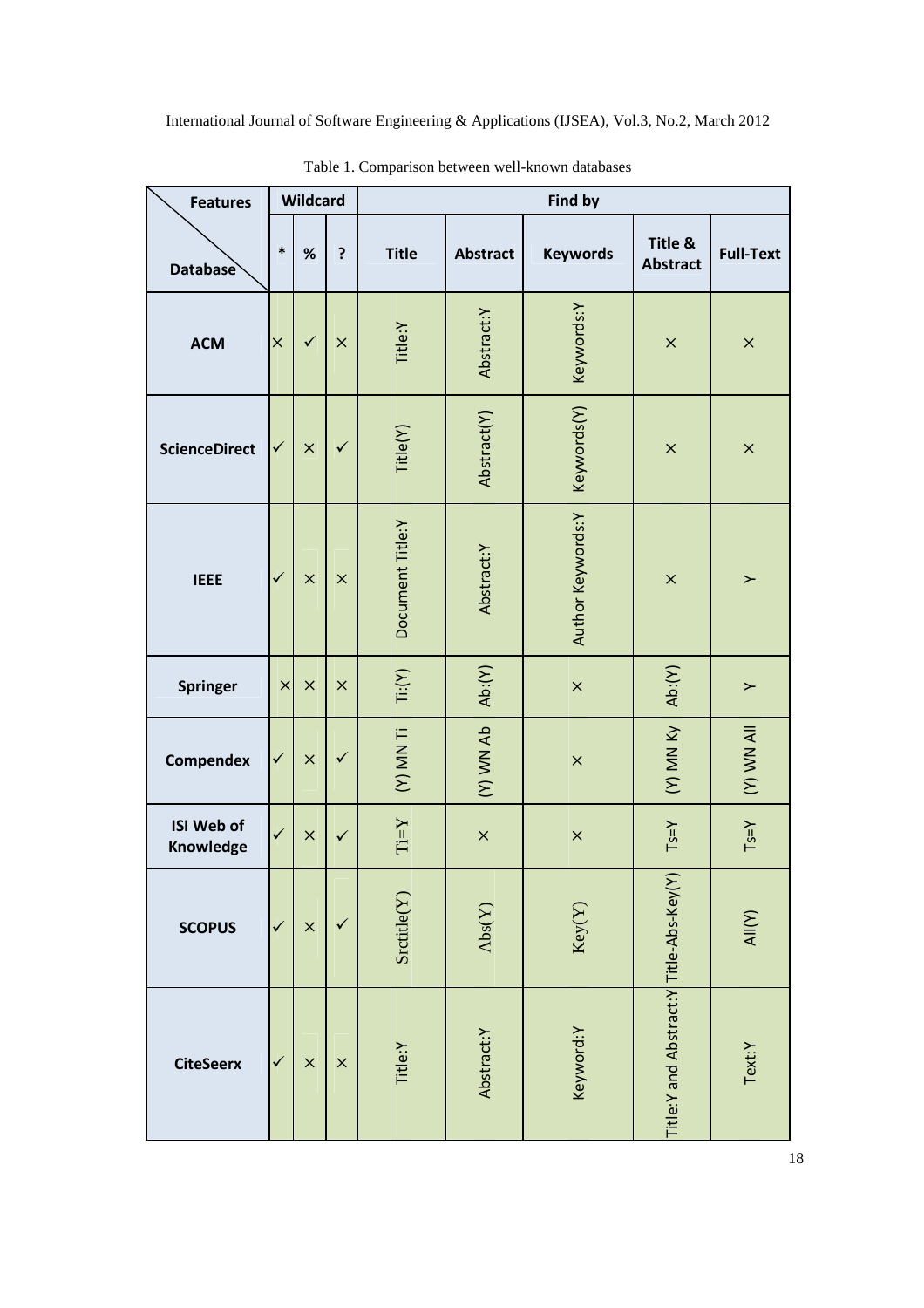Table 1. Comparison between well-known databases

| Features / Database | Wildcard | | | Find by | | | | |
|---|---|---|---|---|---|---|---|---|
| | * | % | ? | Title | Abstract | Keywords | Title & Abstract | Full-Text |
| **ACM** | × | ✓ | × | Title:Y | Abstract:Y | Keywords:Y | × | × |
| **ScienceDirect** | ✓ | × | ✓ | Title(Y) | Abstract(Y) | Keywords(Y) | × | × |
| **IEEE** | ✓ | × | × | Document Title:Y | Abstract:Y | Author Keywords:Y | × | Y |
| **Springer** | × | × | × | Ti:(Y) | Ab:(Y) | × | Ab:(Y) | Y |
| **Compendex** | ✓ | × | ✓ | (Y) MN Ti | (Y) WN Ab | × | (Y) MN Ky | (Y) WN All |
| **ISI Web of Knowledge** | ✓ | × | ✓ | Ti=Y | × | × | Ts=Y | Ts=Y |
| **SCOPUS** | ✓ | × | ✓ | Srctitle(Y) | Abs(Y) | Key(Y) | Title-Abs-Key(Y) | All(Y) |
| **CiteSeerx** | ✓ | × | × | Title:Y | Abstract:Y | Keyword:Y | Title:Y and Abstract:Y | Text:Y |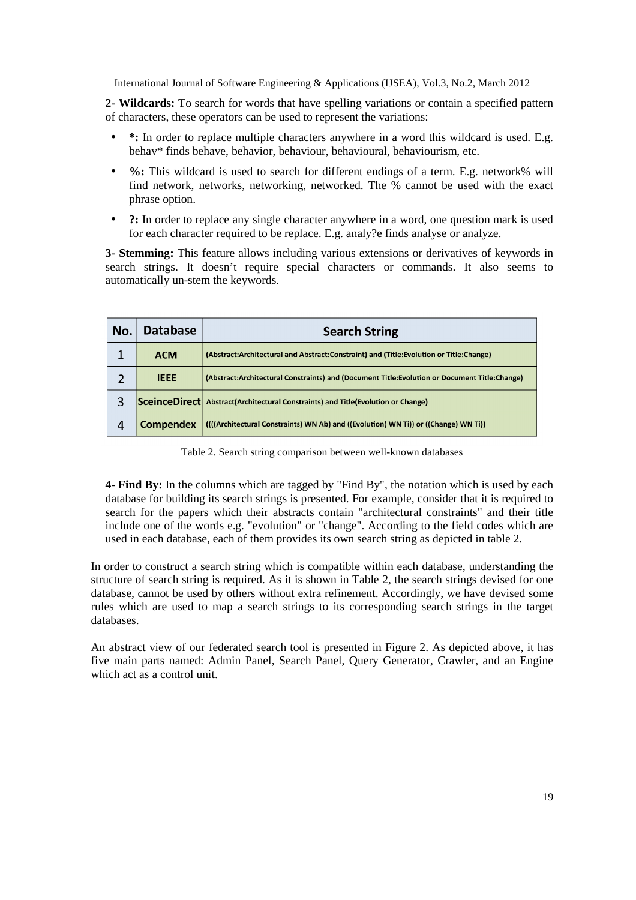**2- Wildcards:** To search for words that have spelling variations or contain a specified pattern of characters, these operators can be used to represent the variations:

- ***:** In order to replace multiple characters anywhere in a word this wildcard is used. E.g. behav* finds behave, behavior, behaviour, behavioural, behaviourism, etc.
- **%:** This wildcard is used to search for different endings of a term. E.g. network% will find network, networks, networking, networked. The % cannot be used with the exact phrase option.
- **?:** In order to replace any single character anywhere in a word, one question mark is used for each character required to be replace. E.g. analy?e finds analyse or analyze.

**3- Stemming:** This feature allows including various extensions or derivatives of keywords in search strings. It doesn't require special characters or commands. It also seems to automatically un-stem the keywords.

| No. | Database | Search String |
|---|---|---|
| 1 | ACM | (Abstract:Architectural and Abstract:Constraint) and (Title:Evolution or Title:Change) |
| 2 | IEEE | (Abstract:Architectural Constraints) and (Document Title:Evolution or Document Title:Change) |
| 3 | SceinceDirect | Abstract(Architectural Constraints) and Title(Evolution or Change) |
| 4 | Compendex | ((((Architectural Constraints) WN Ab) and ((Evolution) WN Ti)) or ((Change) WN Ti)) |

Table 2. Search string comparison between well-known databases

**4- Find By:** In the columns which are tagged by "Find By", the notation which is used by each database for building its search strings is presented. For example, consider that it is required to search for the papers which their abstracts contain "architectural constraints" and their title include one of the words e.g. "evolution" or "change". According to the field codes which are used in each database, each of them provides its own search string as depicted in table 2.

In order to construct a search string which is compatible within each database, understanding the structure of search string is required. As it is shown in Table 2, the search strings devised for one database, cannot be used by others without extra refinement. Accordingly, we have devised some rules which are used to map a search strings to its corresponding search strings in the target databases.

An abstract view of our federated search tool is presented in Figure 2. As depicted above, it has five main parts named: Admin Panel, Search Panel, Query Generator, Crawler, and an Engine which act as a control unit.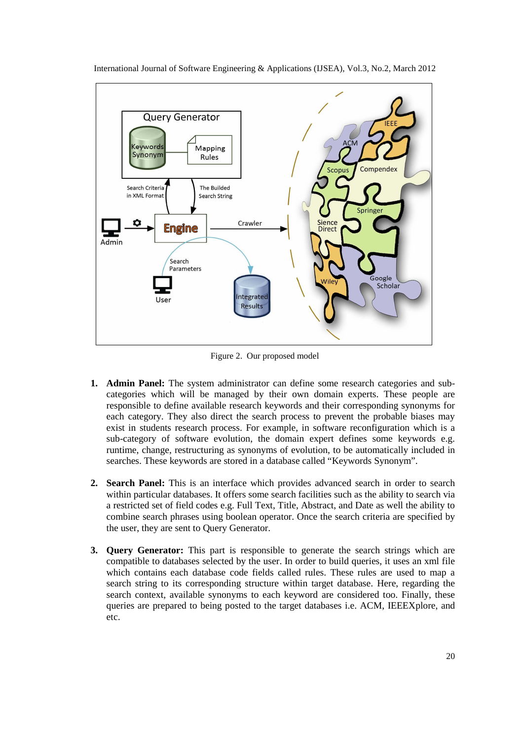Figure 2. Our proposed model

1. **Admin Panel:** The system administrator can define some research categories and sub-categories which will be managed by their own domain experts. These people are responsible to define available research keywords and their corresponding synonyms for each category. They also direct the search process to prevent the probable biases may exist in students research process. For example, in software reconfiguration which is a sub-category of software evolution, the domain expert defines some keywords e.g. runtime, change, restructuring as synonyms of evolution, to be automatically included in searches. These keywords are stored in a database called "Keywords Synonym".

2. **Search Panel:** This is an interface which provides advanced search in order to search within particular databases. It offers some search facilities such as the ability to search via a restricted set of field codes e.g. Full Text, Title, Abstract, and Date as well the ability to combine search phrases using boolean operator. Once the search criteria are specified by the user, they are sent to Query Generator.

3. **Query Generator:** This part is responsible to generate the search strings which are compatible to databases selected by the user. In order to build queries, it uses an xml file which contains each database code fields called rules. These rules are used to map a search string to its corresponding structure within target database. Here, regarding the search context, available synonyms to each keyword are considered too. Finally, these queries are prepared to being posted to the target databases i.e. ACM, IEEEXplore, and etc.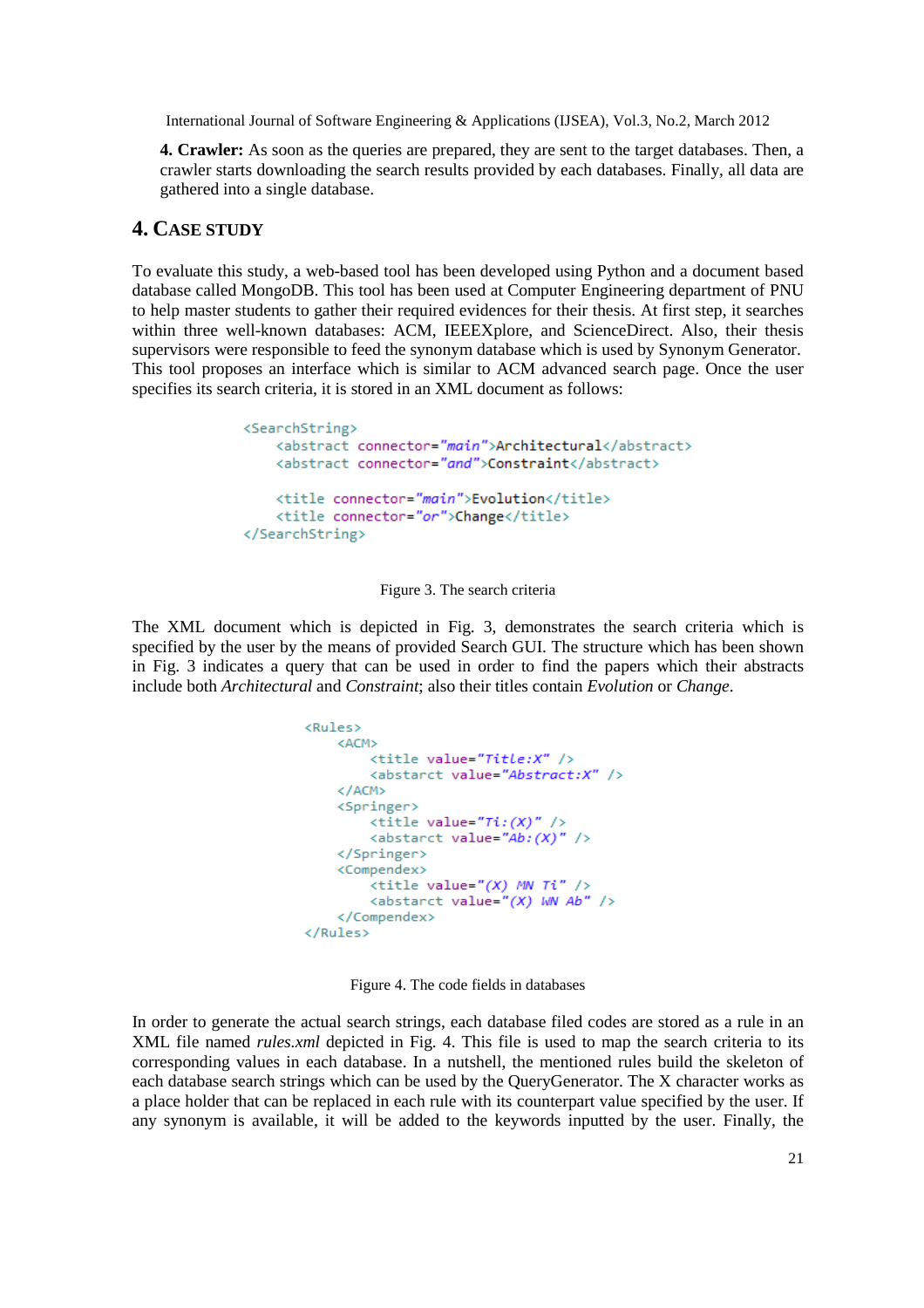**4. Crawler:** As soon as the queries are prepared, they are sent to the target databases. Then, a crawler starts downloading the search results provided by each databases. Finally, all data are gathered into a single database.

## 4. Case Study

To evaluate this study, a web-based tool has been developed using Python and a document based database called MongoDB. This tool has been used at Computer Engineering department of PNU to help master students to gather their required evidences for their thesis. At first step, it searches within three well-known databases: ACM, IEEEXplore, and ScienceDirect. Also, their thesis supervisors were responsible to feed the synonym database which is used by Synonym Generator. This tool proposes an interface which is similar to ACM advanced search page. Once the user specifies its search criteria, it is stored in an XML document as follows:

```
<SearchString>
    <abstract connector="main">Architectural</abstract>
    <abstract connector="and">Constraint</abstract>

    <title connector="main">Evolution</title>
    <title connector="or">Change</title>
</SearchString>
```

Figure 3. The search criteria

The XML document which is depicted in Fig. 3, demonstrates the search criteria which is specified by the user by the means of provided Search GUI. The structure which has been shown in Fig. 3 indicates a query that can be used in order to find the papers which their abstracts include both *Architectural* and *Constraint*; also their titles contain *Evolution* or *Change*.

```
<Rules>
    <ACM>
        <title value="Title:X" />
        <abstarct value="Abstract:X" />
    </ACM>
    <Springer>
        <title value="Ti:(X)" />
        <abstarct value="Ab:(X)" />
    </Springer>
    <Compendex>
        <title value="(X) WN Ti" />
        <abstarct value="(X) WN Ab" />
    </Compendex>
</Rules>
```

Figure 4. The code fields in databases

In order to generate the actual search strings, each database filed codes are stored as a rule in an XML file named *rules.xml* depicted in Fig. 4. This file is used to map the search criteria to its corresponding values in each database. In a nutshell, the mentioned rules build the skeleton of each database search strings which can be used by the QueryGenerator. The X character works as a place holder that can be replaced in each rule with its counterpart value specified by the user. If any synonym is available, it will be added to the keywords inputted by the user. Finally, the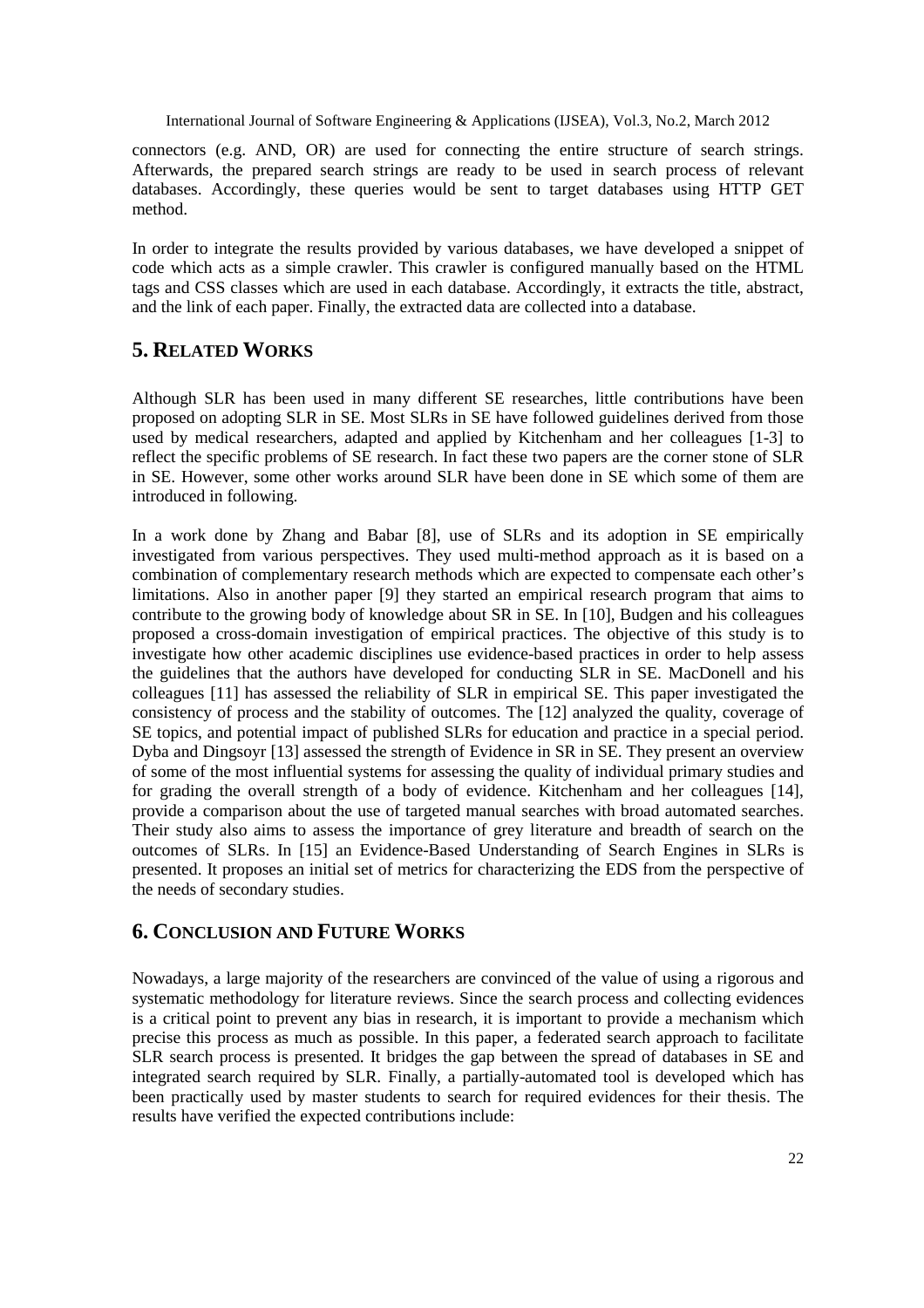connectors (e.g. AND, OR) are used for connecting the entire structure of search strings. Afterwards, the prepared search strings are ready to be used in search process of relevant databases. Accordingly, these queries would be sent to target databases using HTTP GET method.

In order to integrate the results provided by various databases, we have developed a snippet of code which acts as a simple crawler. This crawler is configured manually based on the HTML tags and CSS classes which are used in each database. Accordingly, it extracts the title, abstract, and the link of each paper. Finally, the extracted data are collected into a database.

## 5. Related Works

Although SLR has been used in many different SE researches, little contributions have been proposed on adopting SLR in SE. Most SLRs in SE have followed guidelines derived from those used by medical researchers, adapted and applied by Kitchenham and her colleagues [1-3] to reflect the specific problems of SE research. In fact these two papers are the corner stone of SLR in SE. However, some other works around SLR have been done in SE which some of them are introduced in following.

In a work done by Zhang and Babar [8], use of SLRs and its adoption in SE empirically investigated from various perspectives. They used multi-method approach as it is based on a combination of complementary research methods which are expected to compensate each other's limitations. Also in another paper [9] they started an empirical research program that aims to contribute to the growing body of knowledge about SR in SE. In [10], Budgen and his colleagues proposed a cross-domain investigation of empirical practices. The objective of this study is to investigate how other academic disciplines use evidence-based practices in order to help assess the guidelines that the authors have developed for conducting SLR in SE. MacDonell and his colleagues [11] has assessed the reliability of SLR in empirical SE. This paper investigated the consistency of process and the stability of outcomes. The [12] analyzed the quality, coverage of SE topics, and potential impact of published SLRs for education and practice in a special period. Dyba and Dingsoyr [13] assessed the strength of Evidence in SR in SE. They present an overview of some of the most influential systems for assessing the quality of individual primary studies and for grading the overall strength of a body of evidence. Kitchenham and her colleagues [14], provide a comparison about the use of targeted manual searches with broad automated searches. Their study also aims to assess the importance of grey literature and breadth of search on the outcomes of SLRs. In [15] an Evidence-Based Understanding of Search Engines in SLRs is presented. It proposes an initial set of metrics for characterizing the EDS from the perspective of the needs of secondary studies.

## 6. Conclusion and Future Works

Nowadays, a large majority of the researchers are convinced of the value of using a rigorous and systematic methodology for literature reviews. Since the search process and collecting evidences is a critical point to prevent any bias in research, it is important to provide a mechanism which precise this process as much as possible. In this paper, a federated search approach to facilitate SLR search process is presented. It bridges the gap between the spread of databases in SE and integrated search required by SLR. Finally, a partially-automated tool is developed which has been practically used by master students to search for required evidences for their thesis. The results have verified the expected contributions include: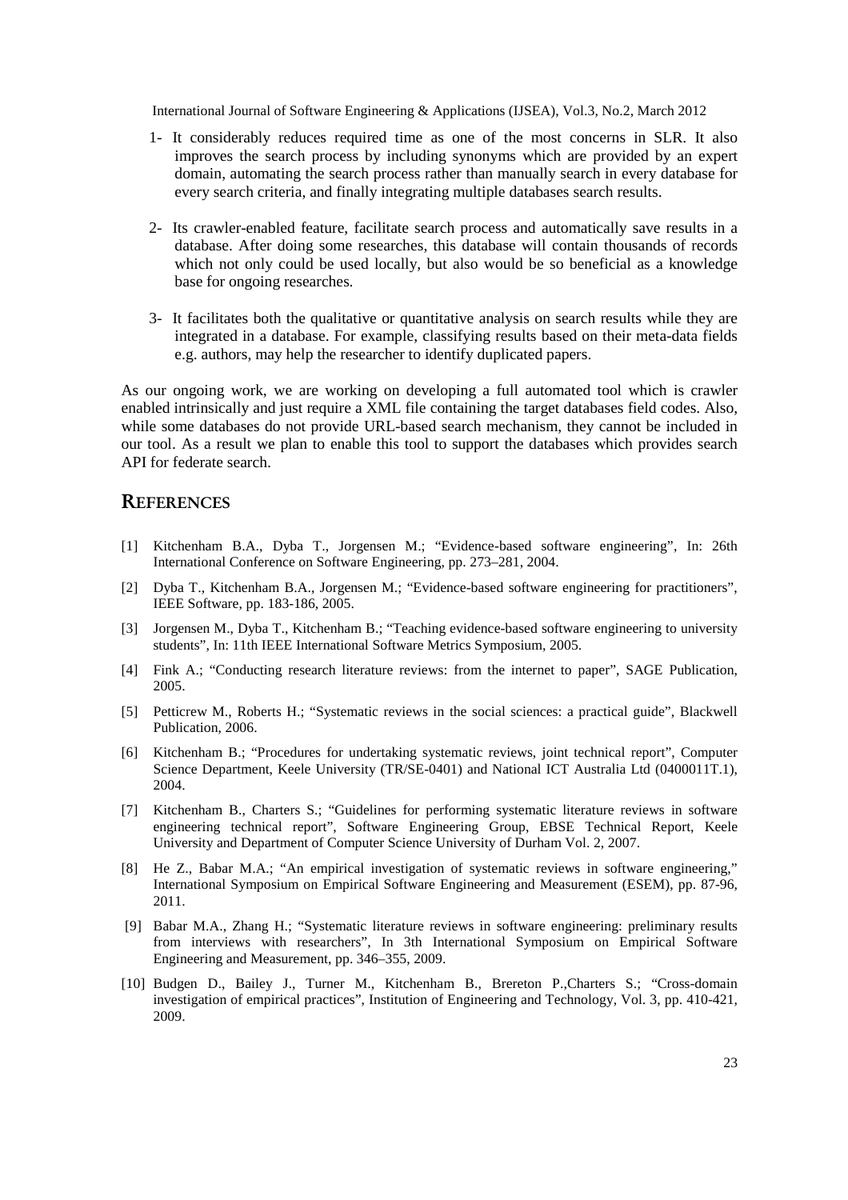1- It considerably reduces required time as one of the most concerns in SLR. It also improves the search process by including synonyms which are provided by an expert domain, automating the search process rather than manually search in every database for every search criteria, and finally integrating multiple databases search results.

2- Its crawler-enabled feature, facilitate search process and automatically save results in a database. After doing some researches, this database will contain thousands of records which not only could be used locally, but also would be so beneficial as a knowledge base for ongoing researches.

3- It facilitates both the qualitative or quantitative analysis on search results while they are integrated in a database. For example, classifying results based on their meta-data fields e.g. authors, may help the researcher to identify duplicated papers.

As our ongoing work, we are working on developing a full automated tool which is crawler enabled intrinsically and just require a XML file containing the target databases field codes. Also, while some databases do not provide URL-based search mechanism, they cannot be included in our tool. As a result we plan to enable this tool to support the databases which provides search API for federate search.

## REFERENCES

[1] Kitchenham B.A., Dyba T., Jorgensen M.; "Evidence-based software engineering", In: 26th International Conference on Software Engineering, pp. 273–281, 2004.

[2] Dyba T., Kitchenham B.A., Jorgensen M.; "Evidence-based software engineering for practitioners", IEEE Software, pp. 183-186, 2005.

[3] Jorgensen M., Dyba T., Kitchenham B.; "Teaching evidence-based software engineering to university students", In: 11th IEEE International Software Metrics Symposium, 2005.

[4] Fink A.; "Conducting research literature reviews: from the internet to paper", SAGE Publication, 2005.

[5] Petticrew M., Roberts H.; "Systematic reviews in the social sciences: a practical guide", Blackwell Publication, 2006.

[6] Kitchenham B.; "Procedures for undertaking systematic reviews, joint technical report", Computer Science Department, Keele University (TR/SE-0401) and National ICT Australia Ltd (0400011T.1), 2004.

[7] Kitchenham B., Charters S.; "Guidelines for performing systematic literature reviews in software engineering technical report", Software Engineering Group, EBSE Technical Report, Keele University and Department of Computer Science University of Durham Vol. 2, 2007.

[8] He Z., Babar M.A.; "An empirical investigation of systematic reviews in software engineering," International Symposium on Empirical Software Engineering and Measurement (ESEM), pp. 87-96, 2011.

[9] Babar M.A., Zhang H.; "Systematic literature reviews in software engineering: preliminary results from interviews with researchers", In 3th International Symposium on Empirical Software Engineering and Measurement, pp. 346–355, 2009.

[10] Budgen D., Bailey J., Turner M., Kitchenham B., Brereton P.,Charters S.; "Cross-domain investigation of empirical practices", Institution of Engineering and Technology, Vol. 3, pp. 410-421, 2009.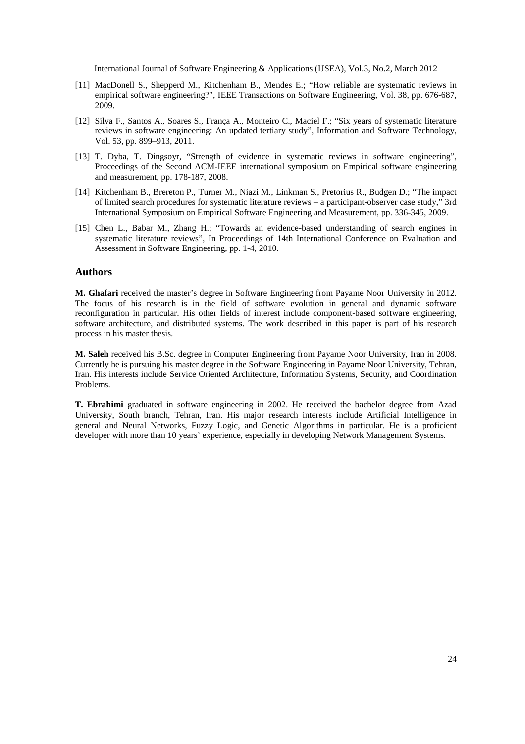[11] MacDonell S., Shepperd M., Kitchenham B., Mendes E.; "How reliable are systematic reviews in empirical software engineering?", IEEE Transactions on Software Engineering, Vol. 38, pp. 676-687, 2009.

[12] Silva F., Santos A., Soares S., França A., Monteiro C., Maciel F.; "Six years of systematic literature reviews in software engineering: An updated tertiary study", Information and Software Technology, Vol. 53, pp. 899–913, 2011.

[13] T. Dyba, T. Dingsoyr, "Strength of evidence in systematic reviews in software engineering", Proceedings of the Second ACM-IEEE international symposium on Empirical software engineering and measurement, pp. 178-187, 2008.

[14] Kitchenham B., Brereton P., Turner M., Niazi M., Linkman S., Pretorius R., Budgen D.; "The impact of limited search procedures for systematic literature reviews – a participant-observer case study," 3rd International Symposium on Empirical Software Engineering and Measurement, pp. 336-345, 2009.

[15] Chen L., Babar M., Zhang H.; "Towards an evidence-based understanding of search engines in systematic literature reviews", In Proceedings of 14th International Conference on Evaluation and Assessment in Software Engineering, pp. 1-4, 2010.

## Authors

**M. Ghafari** received the master's degree in Software Engineering from Payame Noor University in 2012. The focus of his research is in the field of software evolution in general and dynamic software reconfiguration in particular. His other fields of interest include component-based software engineering, software architecture, and distributed systems. The work described in this paper is part of his research process in his master thesis.

**M. Saleh** received his B.Sc. degree in Computer Engineering from Payame Noor University, Iran in 2008. Currently he is pursuing his master degree in the Software Engineering in Payame Noor University, Tehran, Iran. His interests include Service Oriented Architecture, Information Systems, Security, and Coordination Problems.

**T. Ebrahimi** graduated in software engineering in 2002. He received the bachelor degree from Azad University, South branch, Tehran, Iran. His major research interests include Artificial Intelligence in general and Neural Networks, Fuzzy Logic, and Genetic Algorithms in particular. He is a proficient developer with more than 10 years' experience, especially in developing Network Management Systems.